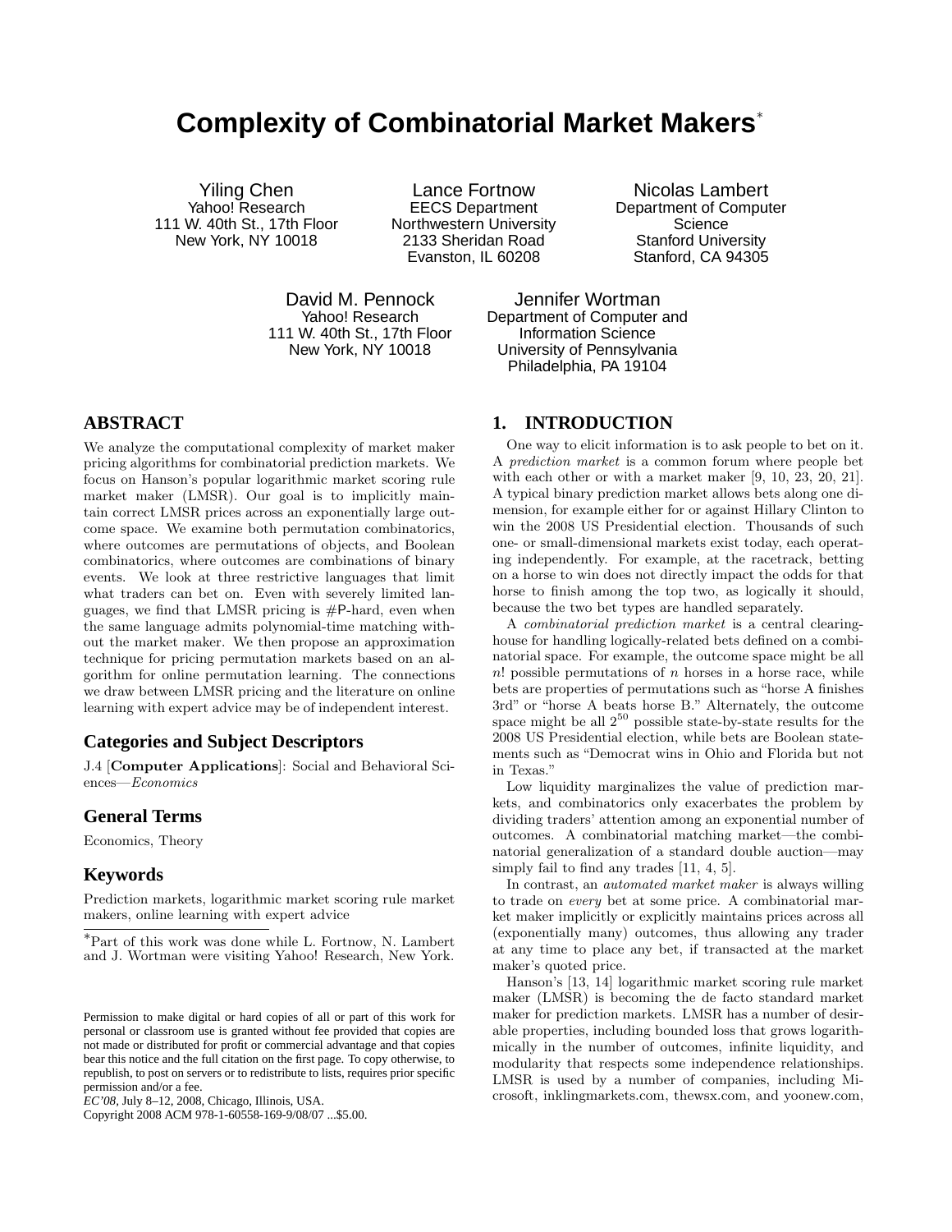# Complexity of Combinatorial Market Makers*

Yiling Chen
Yahoo! Research
111 W. 40th St., 17th Floor
New York, NY 10018

Lance Fortnow
EECS Department
Northwestern University
2133 Sheridan Road
Evanston, IL 60208

Nicolas Lambert
Department of Computer Science
Stanford University
Stanford, CA 94305

David M. Pennock
Yahoo! Research
111 W. 40th St., 17th Floor
New York, NY 10018

Jennifer Wortman
Department of Computer and Information Science
University of Pennsylvania
Philadelphia, PA 19104

## ABSTRACT

We analyze the computational complexity of market maker pricing algorithms for combinatorial prediction markets. We focus on Hanson's popular logarithmic market scoring rule market maker (LMSR). Our goal is to implicitly maintain correct LMSR prices across an exponentially large outcome space. We examine both permutation combinatorics, where outcomes are permutations of objects, and Boolean combinatorics, where outcomes are combinations of binary events. We look at three restrictive languages that limit what traders can bet on. Even with severely limited languages, we find that LMSR pricing is #P-hard, even when the same language admits polynomial-time matching without the market maker. We then propose an approximation technique for pricing permutation markets based on an algorithm for online permutation learning. The connections we draw between LMSR pricing and the literature on online learning with expert advice may be of independent interest.

## Categories and Subject Descriptors

J.4 [**Computer Applications**]: Social and Behavioral Sciences—*Economics*

## General Terms

Economics, Theory

## Keywords

Prediction markets, logarithmic market scoring rule market makers, online learning with expert advice

*Part of this work was done while L. Fortnow, N. Lambert and J. Wortman were visiting Yahoo! Research, New York.

Permission to make digital or hard copies of all or part of this work for personal or classroom use is granted without fee provided that copies are not made or distributed for profit or commercial advantage and that copies bear this notice and the full citation on the first page. To copy otherwise, to republish, to post on servers or to redistribute to lists, requires prior specific permission and/or a fee.
*EC'08*, July 8–12, 2008, Chicago, Illinois, USA.
Copyright 2008 ACM 978-1-60558-169-9/08/07 ...$5.00.

## 1. INTRODUCTION

One way to elicit information is to ask people to bet on it. A *prediction market* is a common forum where people bet with each other or with a market maker [9, 10, 23, 20, 21]. A typical binary prediction market allows bets along one dimension, for example either for or against Hillary Clinton to win the 2008 US Presidential election. Thousands of such one- or small-dimensional markets exist today, each operating independently. For example, at the racetrack, betting on a horse to win does not directly impact the odds for that horse to finish among the top two, as logically it should, because the two bet types are handled separately.

A *combinatorial prediction market* is a central clearinghouse for handling logically-related bets defined on a combinatorial space. For example, the outcome space might be all $n!$ possible permutations of $n$ horses in a horse race, while bets are properties of permutations such as "horse A finishes 3rd" or "horse A beats horse B." Alternately, the outcome space might be all $2^{50}$ possible state-by-state results for the 2008 US Presidential election, while bets are Boolean statements such as "Democrat wins in Ohio and Florida but not in Texas."

Low liquidity marginalizes the value of prediction markets, and combinatorics only exacerbates the problem by dividing traders' attention among an exponential number of outcomes. A combinatorial matching market—the combinatorial generalization of a standard double auction—may simply fail to find any trades [11, 4, 5].

In contrast, an *automated market maker* is always willing to trade on *every* bet at some price. A combinatorial market maker implicitly or explicitly maintains prices across all (exponentially many) outcomes, thus allowing any trader at any time to place any bet, if transacted at the market maker's quoted price.

Hanson's [13, 14] logarithmic market scoring rule market maker (LMSR) is becoming the de facto standard market maker for prediction markets. LMSR has a number of desirable properties, including bounded loss that grows logarithmically in the number of outcomes, infinite liquidity, and modularity that respects some independence relationships. LMSR is used by a number of companies, including Microsoft, inklingmarkets.com, thewsx.com, and yoonew.com,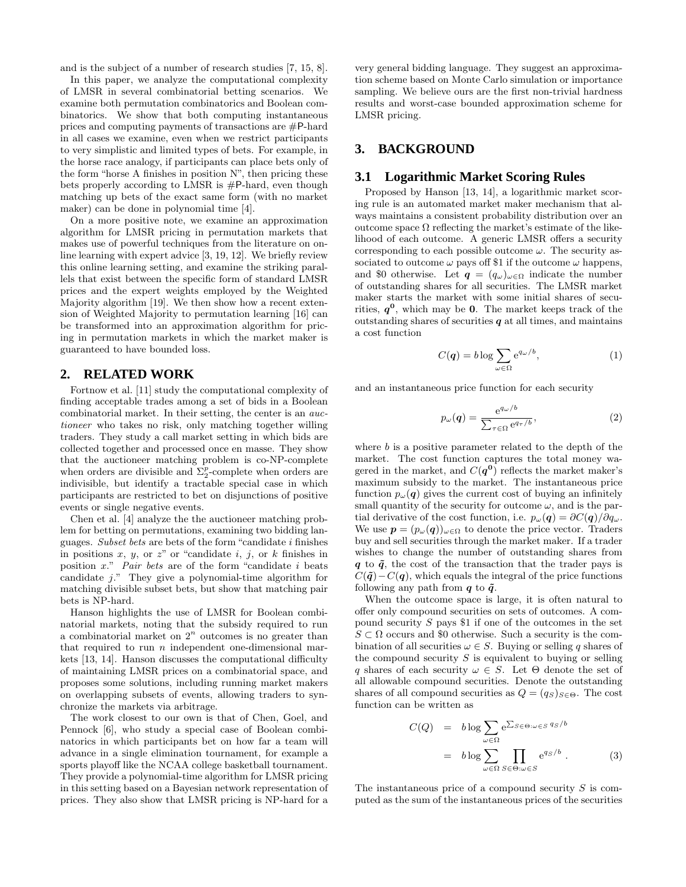and is the subject of a number of research studies [7, 15, 8].

In this paper, we analyze the computational complexity of LMSR in several combinatorial betting scenarios. We examine both permutation combinatorics and Boolean combinatorics. We show that both computing instantaneous prices and computing payments of transactions are #P-hard in all cases we examine, even when we restrict participants to very simplistic and limited types of bets. For example, in the horse race analogy, if participants can place bets only of the form "horse A finishes in position N", then pricing these bets properly according to LMSR is #P-hard, even though matching up bets of the exact same form (with no market maker) can be done in polynomial time [4].

On a more positive note, we examine an approximation algorithm for LMSR pricing in permutation markets that makes use of powerful techniques from the literature on online learning with expert advice [3, 19, 12]. We briefly review this online learning setting, and examine the striking parallels that exist between the specific form of standard LMSR prices and the expert weights employed by the Weighted Majority algorithm [19]. We then show how a recent extension of Weighted Majority to permutation learning [16] can be transformed into an approximation algorithm for pricing in permutation markets in which the market maker is guaranteed to have bounded loss.

## 2. RELATED WORK

Fortnow et al. [11] study the computational complexity of finding acceptable trades among a set of bids in a Boolean combinatorial market. In their setting, the center is an *auctioneer* who takes no risk, only matching together willing traders. They study a call market setting in which bids are collected together and processed once en masse. They show that the auctioneer matching problem is co-NP-complete when orders are divisible and $\Sigma_2^p$-complete when orders are indivisible, but identify a tractable special case in which participants are restricted to bet on disjunctions of positive events or single negative events.

Chen et al. [4] analyze the the auctioneer matching problem for betting on permutations, examining two bidding languages. *Subset bets* are bets of the form "candidate $i$ finishes in positions $x$, $y$, or $z$" or "candidate $i$, $j$, or $k$ finishes in position $x$." *Pair bets* are of the form "candidate $i$ beats candidate $j$." They give a polynomial-time algorithm for matching divisible subset bets, but show that matching pair bets is NP-hard.

Hanson highlights the use of LMSR for Boolean combinatorial markets, noting that the subsidy required to run a combinatorial market on $2^n$ outcomes is no greater than that required to run $n$ independent one-dimensional markets [13, 14]. Hanson discusses the computational difficulty of maintaining LMSR prices on a combinatorial space, and proposes some solutions, including running market makers on overlapping subsets of events, allowing traders to synchronize the markets via arbitrage.

The work closest to our own is that of Chen, Goel, and Pennock [6], who study a special case of Boolean combinatorics in which participants bet on how far a team will advance in a single elimination tournament, for example a sports playoff like the NCAA college basketball tournament. They provide a polynomial-time algorithm for LMSR pricing in this setting based on a Bayesian network representation of prices. They also show that LMSR pricing is NP-hard for a very general bidding language. They suggest an approximation scheme based on Monte Carlo simulation or importance sampling. We believe ours are the first non-trivial hardness results and worst-case bounded approximation scheme for LMSR pricing.

## 3. BACKGROUND

### 3.1 Logarithmic Market Scoring Rules

Proposed by Hanson [13, 14], a logarithmic market scoring rule is an automated market maker mechanism that always maintains a consistent probability distribution over an outcome space $\Omega$ reflecting the market's estimate of the likelihood of each outcome. A generic LMSR offers a security corresponding to each possible outcome $\omega$. The security associated to outcome $\omega$ pays off \$1 if the outcome $\omega$ happens, and \$0 otherwise. Let $\boldsymbol{q} = (q_\omega)_{\omega\in\Omega}$ indicate the number of outstanding shares for all securities. The LMSR market maker starts the market with some initial shares of securities, $\boldsymbol{q}^{\boldsymbol{0}}$, which may be $\boldsymbol{0}$. The market keeps track of the outstanding shares of securities $\boldsymbol{q}$ at all times, and maintains a cost function

$$C(\boldsymbol{q}) = b \log \sum_{\omega\in\Omega} e^{q_\omega/b}, \tag{1}$$

and an instantaneous price function for each security

$$p_\omega(\boldsymbol{q}) = \frac{e^{q_\omega/b}}{\sum_{\tau\in\Omega} e^{q_\tau/b}}, \tag{2}$$

where $b$ is a positive parameter related to the depth of the market. The cost function captures the total money wagered in the market, and $C(\boldsymbol{q}^{\boldsymbol{0}})$ reflects the market maker's maximum subsidy to the market. The instantaneous price function $p_\omega(\boldsymbol{q})$ gives the current cost of buying an infinitely small quantity of the security for outcome $\omega$, and is the partial derivative of the cost function, i.e. $p_\omega(\boldsymbol{q}) = \partial C(\boldsymbol{q})/\partial q_\omega$. We use $\boldsymbol{p} = (p_\omega(\boldsymbol{q}))_{\omega\in\Omega}$ to denote the price vector. Traders buy and sell securities through the market maker. If a trader wishes to change the number of outstanding shares from $\boldsymbol{q}$ to $\tilde{\boldsymbol{q}}$, the cost of the transaction that the trader pays is $C(\tilde{\boldsymbol{q}}) - C(\boldsymbol{q})$, which equals the integral of the price functions following any path from $\boldsymbol{q}$ to $\tilde{\boldsymbol{q}}$.

When the outcome space is large, it is often natural to offer only compound securities on sets of outcomes. A compound security $S$ pays \$1 if one of the outcomes in the set $S \subset \Omega$ occurs and \$0 otherwise. Such a security is the combination of all securities $\omega \in S$. Buying or selling $q$ shares of the compound security $S$ is equivalent to buying or selling $q$ shares of each security $\omega \in S$. Let $\Theta$ denote the set of all allowable compound securities. Denote the outstanding shares of all compound securities as $Q = (q_S)_{S\in\Theta}$. The cost function can be written as

$$\begin{aligned} C(Q) &= b \log \sum_{\omega\in\Omega} e^{\sum_{S\in\Theta:\omega\in S} q_S/b} \\ &= b \log \sum_{\omega\in\Omega} \prod_{S\in\Theta:\omega\in S} e^{q_S/b} \,. \end{aligned} \tag{3}$$

The instantaneous price of a compound security $S$ is computed as the sum of the instantaneous prices of the securities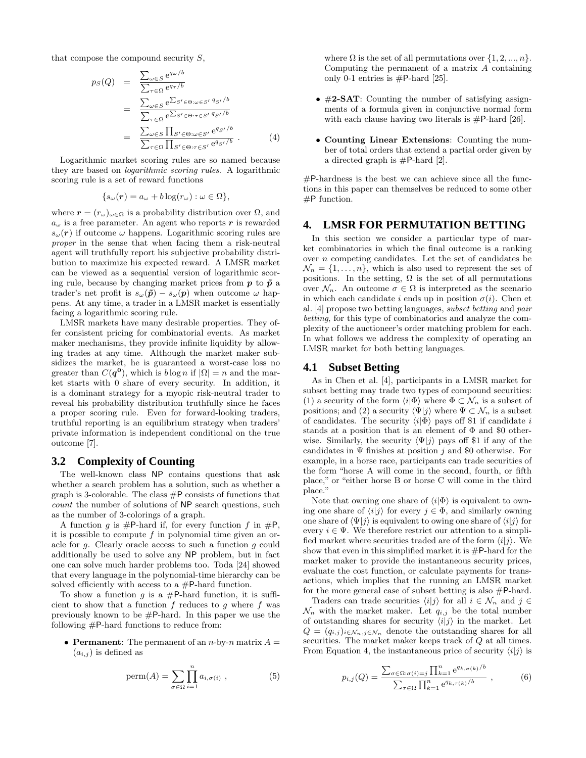that compose the compound security $S$,

$$
\begin{aligned}
p_S(Q) &= \frac{\sum_{\omega \in S} e^{q_\omega/b}}{\sum_{\tau \in \Omega} e^{q_\tau/b}} \\
&= \frac{\sum_{\omega \in S} e^{\sum_{S' \in \Theta: \omega \in S'} q_{S'}/b}}{\sum_{\tau \in \Omega} e^{\sum_{S' \in \Theta: \tau \in S'} q_{S'}/b}} \\
&= \frac{\sum_{\omega \in S} \prod_{S' \in \Theta: \omega \in S'} e^{q_{S'}/b}}{\sum_{\tau \in \Omega} \prod_{S' \in \Theta: \tau \in S'} e^{q_{S'}/b}} . \qquad (4)
\end{aligned}
$$

Logarithmic market scoring rules are so named because they are based on *logarithmic scoring rules*. A logarithmic scoring rule is a set of reward functions

$$\{s_\omega(\boldsymbol{r}) = a_\omega + b \log(r_\omega) : \omega \in \Omega\},$$

where $\boldsymbol{r} = (r_\omega)_{\omega \in \Omega}$ is a probability distribution over $\Omega$, and $a_\omega$ is a free parameter. An agent who reports $\boldsymbol{r}$ is rewarded $s_\omega(\boldsymbol{r})$ if outcome $\omega$ happens. Logarithmic scoring rules are *proper* in the sense that when facing them a risk-neutral agent will truthfully report his subjective probability distribution to maximize his expected reward. A LMSR market can be viewed as a sequential version of logarithmic scoring rule, because by changing market prices from $\boldsymbol{p}$ to $\tilde{\boldsymbol{p}}$ a trader's net profit is $s_\omega(\tilde{\boldsymbol{p}}) - s_\omega(\boldsymbol{p})$ when outcome $\omega$ happens. At any time, a trader in a LMSR market is essentially facing a logarithmic scoring rule.

LMSR markets have many desirable properties. They offer consistent pricing for combinatorial events. As market maker mechanisms, they provide infinite liquidity by allowing trades at any time. Although the market maker subsidizes the market, he is guaranteed a worst-case loss no greater than $C(\boldsymbol{q^0})$, which is $b \log n$ if $|\Omega| = n$ and the market starts with 0 share of every security. In addition, it is a dominant strategy for a myopic risk-neutral trader to reveal his probability distribution truthfully since he faces a proper scoring rule. Even for forward-looking traders, truthful reporting is an equilibrium strategy when traders' private information is independent conditional on the true outcome [7].

## 3.2 Complexity of Counting

The well-known class NP contains questions that ask whether a search problem has a solution, such as whether a graph is 3-colorable. The class #P consists of functions that *count* the number of solutions of NP search questions, such as the number of 3-colorings of a graph.

A function $g$ is #P-hard if, for every function $f$ in #P, it is possible to compute $f$ in polynomial time given an oracle for $g$. Clearly oracle access to such a function $g$ could additionally be used to solve any NP problem, but in fact one can solve much harder problems too. Toda [24] showed that every language in the polynomial-time hierarchy can be solved efficiently with access to a #P-hard function.

To show a function $g$ is a #P-hard function, it is sufficient to show that a function $f$ reduces to $g$ where $f$ was previously known to be #P-hard. In this paper we use the following #P-hard functions to reduce from:

- **Permanent**: The permanent of an $n$-by-$n$ matrix $A = (a_{i,j})$ is defined as

$$\text{perm}(A) = \sum_{\sigma \in \Omega} \prod_{i=1}^{n} a_{i,\sigma(i)} , \qquad (5)$$

  where $\Omega$ is the set of all permutations over $\{1, 2, ..., n\}$. Computing the permanent of a matrix $A$ containing only 0-1 entries is #P-hard [25].

- **#2-SAT**: Counting the number of satisfying assignments of a formula given in conjunctive normal form with each clause having two literals is #P-hard [26].

- **Counting Linear Extensions**: Counting the number of total orders that extend a partial order given by a directed graph is #P-hard [2].

#P-hardness is the best we can achieve since all the functions in this paper can themselves be reduced to some other #P function.

# 4. LMSR FOR PERMUTATION BETTING

In this section we consider a particular type of market combinatorics in which the final outcome is a ranking over $n$ competing candidates. Let the set of candidates be $\mathcal{N}_n = \{1, \ldots, n\}$, which is also used to represent the set of positions. In the setting, $\Omega$ is the set of all permutations over $\mathcal{N}_n$. An outcome $\sigma \in \Omega$ is interpreted as the scenario in which each candidate $i$ ends up in position $\sigma(i)$. Chen et al. [4] propose two betting languages, *subset betting* and *pair betting*, for this type of combinatorics and analyze the complexity of the auctioneer's order matching problem for each. In what follows we address the complexity of operating an LMSR market for both betting languages.

## 4.1 Subset Betting

As in Chen et al. [4], participants in a LMSR market for subset betting may trade two types of compound securities: (1) a security of the form $\langle i|\Phi\rangle$ where $\Phi \subset \mathcal{N}_n$ is a subset of positions; and (2) a security $\langle \Psi|j\rangle$ where $\Psi \subset \mathcal{N}_n$ is a subset of candidates. The security $\langle i|\Phi\rangle$ pays off \$1 if candidate $i$ stands at a position that is an element of $\Phi$ and \$0 otherwise. Similarly, the security $\langle \Psi|j\rangle$ pays off \$1 if any of the candidates in $\Psi$ finishes at position $j$ and \$0 otherwise. For example, in a horse race, participants can trade securities of the form "horse A will come in the second, fourth, or fifth place," or "either horse B or horse C will come in the third place."

Note that owning one share of $\langle i|\Phi\rangle$ is equivalent to owning one share of $\langle i|j\rangle$ for every $j \in \Phi$, and similarly owning one share of $\langle \Psi|j\rangle$ is equivalent to owing one share of $\langle i|j\rangle$ for every $i \in \Psi$. We therefore restrict our attention to a simplified market where securities traded are of the form $\langle i|j\rangle$. We show that even in this simplified market it is #P-hard for the market maker to provide the instantaneous security prices, evaluate the cost function, or calculate payments for transactions, which implies that the running an LMSR market for the more general case of subset betting is also #P-hard.

Traders can trade securities $\langle i|j\rangle$ for all $i \in \mathcal{N}_n$ and $j \in \mathcal{N}_n$ with the market maker. Let $q_{i,j}$ be the total number of outstanding shares for security $\langle i|j\rangle$ in the market. Let $Q = (q_{i,j})_{i \in \mathcal{N}_n, j \in \mathcal{N}_n}$ denote the outstanding shares for all securities. The market maker keeps track of $Q$ at all times. From Equation 4, the instantaneous price of security $\langle i|j\rangle$ is

$$p_{i,j}(Q) = \frac{\sum_{\sigma \in \Omega: \sigma(i)=j} \prod_{k=1}^{n} e^{q_{k,\sigma(k)}/b}}{\sum_{\tau \in \Omega} \prod_{k=1}^{n} e^{q_{k,\tau(k)}/b}} , \qquad (6)$$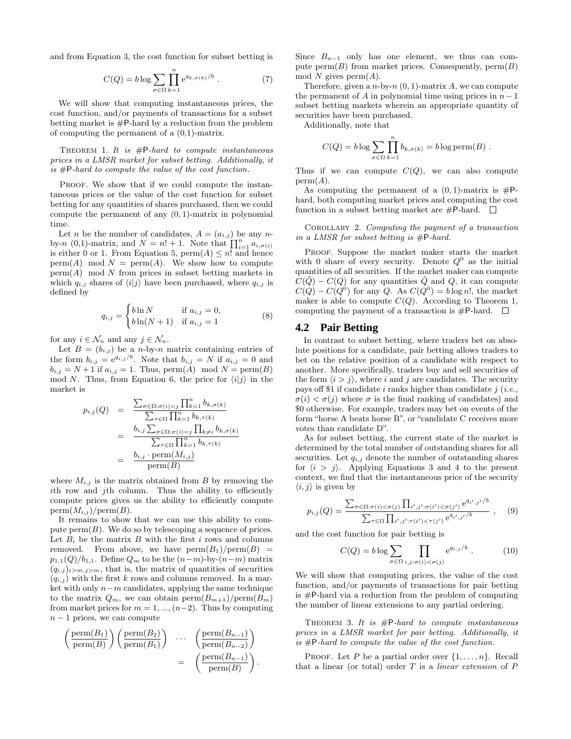and from Equation 3, the cost function for subset betting is

$$C(Q) = b \log \sum_{\sigma \in \Omega} \prod_{k=1}^{n} e^{q_{k,\sigma(k)}/b} \ . \tag{7}$$

We will show that computing instantaneous prices, the cost function, and/or payments of transactions for a subset betting market is #P-hard by a reduction from the problem of computing the permanent of a (0,1)-matrix.

Theorem 1. *It is #P-hard to compute instantaneous prices in a LMSR market for subset betting. Additionally, it is #P-hard to compute the value of the cost function.*

Proof. We show that if we could compute the instantaneous prices or the value of the cost function for subset betting for any quantities of shares purchased, then we could compute the permanent of any $(0,1)$-matrix in polynomial time.

Let $n$ be the number of candidates, $A = (a_{i,j})$ be any $n$-by-$n$ (0,1)-matrix, and $N = n! + 1$. Note that $\prod_{i=1}^{n} a_{i,\sigma(i)}$ is either 0 or 1. From Equation 5, $\text{perm}(A) \leq n!$ and hence $\text{perm}(A) \mod N = \text{perm}(A)$. We show how to compute $\text{perm}(A) \mod N$ from prices in subset betting markets in which $q_{i,j}$ shares of $\langle i|j \rangle$ have been purchased, where $q_{i,j}$ is defined by

$$q_{i,j} = \begin{cases} b \ln N & \text{if } a_{i,j} = 0, \\ b \ln(N+1) & \text{if } a_{i,j} = 1 \end{cases} \tag{8}$$

for any $i \in \mathcal{N}_n$ and any $j \in \mathcal{N}_n$.

Let $B = (b_{i,j})$ be a $n$-by-$n$ matrix containing entries of the form $b_{i,j} = e^{q_{i,j}/b}$. Note that $b_{i,j} = N$ if $a_{i,j} = 0$ and $b_{i,j} = N+1$ if $a_{i,j} = 1$. Thus, $\text{perm}(A) \mod N = \text{perm}(B) \mod N$. Thus, from Equation 6, the price for $\langle i|j \rangle$ in the market is

$$\begin{aligned} p_{i,j}(Q) &= \frac{\sum_{\sigma \in \Omega : \sigma(i) = j} \prod_{k=1}^{n} b_{k,\sigma(k)}}{\sum_{\tau \in \Omega} \prod_{k=1}^{n} b_{k,\tau(k)}} \\ &= \frac{b_{i,j} \sum_{\sigma \in \Omega : \sigma(i) = j} \prod_{k \neq i} b_{k,\sigma(k)}}{\sum_{\tau \in \Omega} \prod_{k=1}^{n} b_{k,\tau(k)}} \\ &= \frac{b_{i,j} \cdot \text{perm}(M_{i,j})}{\text{perm}(B)} \end{aligned}$$

where $M_{i,j}$ is the matrix obtained from $B$ by removing the $i$th row and $j$th column. Thus the ability to efficiently compute prices gives us the ability to efficiently compute $\text{perm}(M_{i,j})/\text{perm}(B)$.

It remains to show that we can use this ability to compute $\text{perm}(B)$. We do so by telescoping a sequence of prices. Let $B_i$ be the matrix $B$ with the first $i$ rows and columns removed. From above, we have $\text{perm}(B_1)/\text{perm}(B) = p_{1,1}(Q)/b_{1,1}$. Define $Q_m$ to be the $(n-m)$-by-$(n-m)$ matrix $(q_{i,j})_{i>m,j>m}$, that is, the matrix of quantities of securities $(q_{i,j})$ with the first $k$ rows and columns removed. In a market with only $n-m$ candidates, applying the same technique to the matrix $Q_m$, we can obtain $\text{perm}(B_{m+1})/\text{perm}(B_m)$ from market prices for $m = 1, ..., (n-2)$. Thus by computing $n-1$ prices, we can compute

$$\begin{aligned} \left(\frac{\text{perm}(B_1)}{\text{perm}(B)}\right)\left(\frac{\text{perm}(B_2)}{\text{perm}(B_1)}\right) \quad \cdots \quad \left(\frac{\text{perm}(B_{n-1})}{\text{perm}(B_{n-2})}\right) \\ = \left(\frac{\text{perm}(B_{n-1})}{\text{perm}(B)}\right) . \end{aligned}$$

Since $B_{n-1}$ only has one element, we thus can compute $\text{perm}(B)$ from market prices. Consequently, $\text{perm}(B) \mod N$ gives $\text{perm}(A)$.

Therefore, given a $n$-by-$n$ $(0,1)$-matrix $A$, we can compute the permanent of $A$ in polynomial time using prices in $n-1$ subset betting markets wherein an appropriate quantity of securities have been purchased.

Additionally, note that

$$C(Q) = b \log \sum_{\sigma \in \Omega} \prod_{k=1}^{n} b_{k,\sigma(k)} = b \log \text{perm}(B) \ .$$

Thus if we can compute $C(Q)$, we can also compute $\text{perm}(A)$.

As computing the permanent of a $(0,1)$-matrix is #P-hard, both computing market prices and computing the cost function in a subset betting market are #P-hard. □

Corollary 2. *Computing the payment of a transaction in a LMSR for subset betting is #P-hard.*

Proof. Suppose the market maker starts the market with 0 share of every security. Denote $Q^0$ as the initial quantities of all securities. If the market maker can compute $C(\tilde{Q}) - C(Q)$ for any quantities $\tilde{Q}$ and $Q$, it can compute $C(Q) - C(Q^0)$ for any $Q$. As $C(Q^0) = b \log n!$, the market maker is able to compute $C(Q)$. According to Theorem 1, computing the payment of a transaction is #P-hard. □

## 4.2 Pair Betting

In contrast to subset betting, where traders bet on absolute positions for a candidate, pair betting allows traders to bet on the relative position of a candidate with respect to another. More specifically, traders buy and sell securities of the form $\langle i > j \rangle$, where $i$ and $j$ are candidates. The security pays off \$1 if candidate $i$ ranks higher than candidate $j$ (*i.e.*, $\sigma(i) < \sigma(j)$ where $\sigma$ is the final ranking of candidates) and \$0 otherwise. For example, traders may bet on events of the form "horse A beats horse B", or "candidate C receives more votes than candidate D".

As for subset betting, the current state of the market is determined by the total number of outstanding shares for all securities. Let $q_{i,j}$ denote the number of outstanding shares for $\langle i > j \rangle$. Applying Equations 3 and 4 to the present context, we find that the instantaneous price of the security $\langle i, j \rangle$ is given by

$$p_{i,j}(Q) = \frac{\sum_{\sigma \in \Omega : \sigma(i) < \sigma(j)} \prod_{i',j' : \sigma(i') < \sigma(j')} e^{q_{i',j'}/b}}{\sum_{\tau \in \Omega} \prod_{i',j' : \tau(i') < \tau(j')} e^{q_{i',j'}/b}} \ , \tag{9}$$

and the cost function for pair betting is

$$C(Q) = b \log \sum_{\sigma \in \Omega} \prod_{i,j : \sigma(i) < \sigma(j)} e^{q_{i,j}/b} \ . \tag{10}$$

We will show that computing prices, the value of the cost function, and/or payments of transactions for pair betting is #P-hard via a reduction from the problem of computing the number of linear extensions to any partial ordering.

Theorem 3. *It is #P-hard to compute instantaneous prices in a LMSR market for pair betting. Additionally, it is #P-hard to compute the value of the cost function.*

Proof. Let $P$ be a partial order over $\{1, \ldots, n\}$. Recall that a linear (or total) order $T$ is a *linear extension* of $P$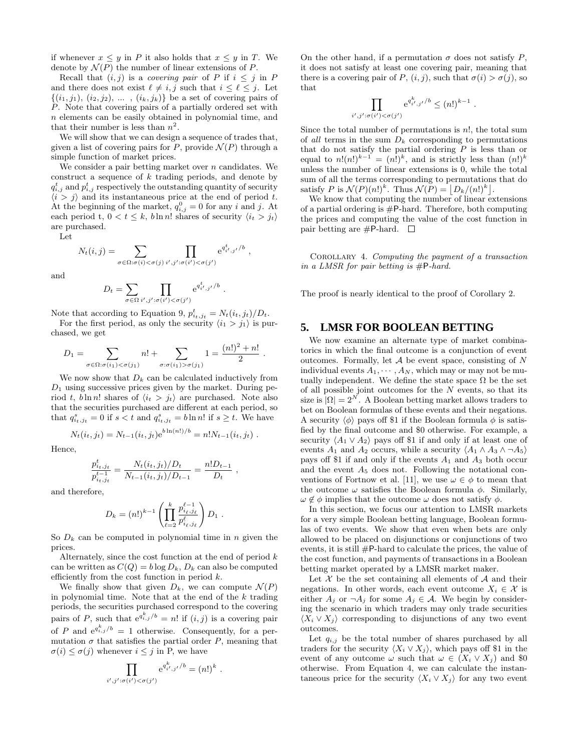if whenever $x \leq y$ in $P$ it also holds that $x \leq y$ in $T$. We denote by $\mathcal{N}(P)$ the number of linear extensions of $P$.

Recall that $(i, j)$ is a *covering pair* of $P$ if $i \leq j$ in $P$ and there does not exist $\ell \neq i, j$ such that $i \leq \ell \leq j$. Let $\{(i_1, j_1),\ (i_2, j_2),\ \ldots\ ,\ (i_k, j_k)\}$ be a set of covering pairs of $P$. Note that covering pairs of a partially ordered set with $n$ elements can be easily obtained in polynomial time, and that their number is less than $n^2$.

We will show that we can design a sequence of trades that, given a list of covering pairs for $P$, provide $\mathcal{N}(P)$ through a simple function of market prices.

We consider a pair betting market over $n$ candidates. We construct a sequence of $k$ trading periods, and denote by $q^t_{i,j}$ and $p^t_{i,j}$ respectively the outstanding quantity of security $\langle i > j \rangle$ and its instantaneous price at the end of period $t$. At the beginning of the market, $q^0_{i,j} = 0$ for any $i$ and $j$. At each period t, $0 < t \leq k$, $b \ln n!$ shares of security $\langle i_t > j_t \rangle$ are purchased.

Let

$$N_t(i, j) = \sum_{\sigma \in \Omega : \sigma(i) < \sigma(j)} \prod_{i', j' : \sigma(i') < \sigma(j')} \mathrm{e}^{q^t_{i',j'}/b} ,$$

and

$$D_t = \sum_{\sigma \in \Omega} \prod_{i', j' : \sigma(i') < \sigma(j')} \mathrm{e}^{q^t_{i',j'}/b} .$$

Note that according to Equation 9, $p^t_{i_t, j_t} = N_t(i_t, j_t)/D_t$.

For the first period, as only the security $\langle i_1 > j_1 \rangle$ is purchased, we get

$$D_1 = \sum_{\sigma \in \Omega : \sigma(i_1) < \sigma(j_1)} n! + \sum_{\sigma : \sigma(i_1) > \sigma(j_1)} 1 = \frac{(n!)^2 + n!}{2} .$$

We now show that $D_k$ can be calculated inductively from $D_1$ using successive prices given by the market. During period $t$, $b \ln n!$ shares of $\langle i_t > j_t \rangle$ are purchased. Note also that the securities purchased are different at each period, so that $q^s_{i_t, j_t} = 0$ if $s < t$ and $q^s_{i_t, j_t} = b \ln n!$ if $s \geq t$. We have

$$N_t(i_t, j_t) = N_{t-1}(i_t, j_t) \mathrm{e}^{b \ln(n!)/b} = n! N_{t-1}(i_t, j_t) .$$

Hence,

$$\frac{p^t_{i_t, j_t}}{p^{t-1}_{i_t, j_t}} = \frac{N_t(i_t, j_t)/D_t}{N_{t-1}(i_t, j_t)/D_{t-1}} = \frac{n! D_{t-1}}{D_t} ,$$

and therefore,

$$D_k = (n!)^{k-1} \left( \prod_{\ell=2}^{k} \frac{p^{\ell-1}_{i_\ell, j_\ell}}{p^{\ell}_{i_\ell, j_\ell}} \right) D_1 .$$

So $D_k$ can be computed in polynomial time in $n$ given the prices.

Alternately, since the cost function at the end of period $k$ can be written as $C(Q) = b \log D_k$, $D_k$ can also be computed efficiently from the cost function in period $k$.

We finally show that given $D_k$, we can compute $\mathcal{N}(P)$ in polynomial time. Note that at the end of the $k$ trading periods, the securities purchased correspond to the covering pairs of $P$, such that $\mathrm{e}^{q^k_{i,j}/b} = n!$ if $(i, j)$ is a covering pair of $P$ and $\mathrm{e}^{q^k_{i,j}/b} = 1$ otherwise. Consequently, for a permutation $\sigma$ that satisfies the partial order $P$, meaning that $\sigma(i) \leq \sigma(j)$ whenever $i \leq j$ in P, we have

$$\prod_{i', j' : \sigma(i') < \sigma(j')} \mathrm{e}^{q^k_{i',j'}/b} = (n!)^k .$$

On the other hand, if a permutation $\sigma$ does not satisfy $P$, it does not satisfy at least one covering pair, meaning that there is a covering pair of $P$, $(i, j)$, such that $\sigma(i) > \sigma(j)$, so that

$$\prod_{i', j' : \sigma(i') < \sigma(j')} \mathrm{e}^{q^k_{i',j'}/b} \leq (n!)^{k-1} .$$

Since the total number of permutations is $n!$, the total sum of *all* terms in the sum $D_k$ corresponding to permutations that do not satisfy the partial ordering $P$ is less than or equal to $n!(n!)^{k-1} = (n!)^k$, and is strictly less than $(n!)^k$ unless the number of linear extensions is 0, while the total sum of all the terms corresponding to permutations that do satisfy $P$ is $\mathcal{N}(P)(n!)^k$. Thus $\mathcal{N}(P) = \lfloor D_k/(n!)^k \rfloor$.

We know that computing the number of linear extensions of a partial ordering is #P-hard. Therefore, both computing the prices and computing the value of the cost function in pair betting are #P-hard. □

COROLLARY 4. *Computing the payment of a transaction in a LMSR for pair betting is #P-hard.*

The proof is nearly identical to the proof of Corollary 2.

## 5. LMSR FOR BOOLEAN BETTING

We now examine an alternate type of market combinatorics in which the final outcome is a conjunction of event outcomes. Formally, let $\mathcal{A}$ be event space, consisting of $N$ individual events $A_1, \cdots, A_N$, which may or may not be mutually independent. We define the state space $\Omega$ be the set of all possible joint outcomes for the $N$ events, so that its size is $|\Omega| = 2^N$. A Boolean betting market allows traders to bet on Boolean formulas of these events and their negations. A security $\langle \phi \rangle$ pays off \$1 if the Boolean formula $\phi$ is satisfied by the final outcome and \$0 otherwise. For example, a security $\langle A_1 \vee A_2 \rangle$ pays off \$1 if and only if at least one of events $A_1$ and $A_2$ occurs, while a security $\langle A_1 \wedge A_3 \wedge \neg A_5 \rangle$ pays off \$1 if and only if the events $A_1$ and $A_3$ both occur and the event $A_5$ does not. Following the notational conventions of Fortnow et al. [11], we use $\omega \in \phi$ to mean that the outcome $\omega$ satisfies the Boolean formula $\phi$. Similarly, $\omega \notin \phi$ implies that the outcome $\omega$ does not satisfy $\phi$.

In this section, we focus our attention to LMSR markets for a very simple Boolean betting language, Boolean formulas of two events. We show that even when bets are only allowed to be placed on disjunctions or conjunctions of two events, it is still #P-hard to calculate the prices, the value of the cost function, and payments of transactions in a Boolean betting market operated by a LMSR market maker.

Let $\mathcal{X}$ be the set containing all elements of $\mathcal{A}$ and their negations. In other words, each event outcome $X_i \in \mathcal{X}$ is either $A_j$ or $\neg A_j$ for some $A_j \in \mathcal{A}$. We begin by considering the scenario in which traders may only trade securities $\langle X_i \vee X_j \rangle$ corresponding to disjunctions of any two event outcomes.

Let $q_{i,j}$ be the total number of shares purchased by all traders for the security $\langle X_i \vee X_j \rangle$, which pays off \$1 in the event of any outcome $\omega$ such that $\omega \in (X_i \vee X_j)$ and \$0 otherwise. From Equation 4, we can calculate the instantaneous price for the security $\langle X_i \vee X_j \rangle$ for any two event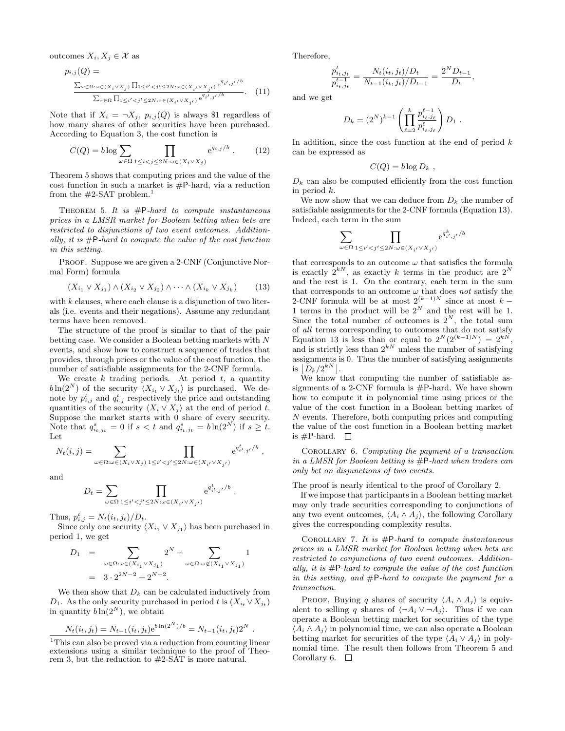outcomes $X_i, X_j \in \mathcal{X}$ as

$$p_{i,j}(Q) = \frac{\sum_{\omega\in\Omega:\omega\in(X_i\vee X_j)}\prod_{1\le i'<j'\le 2N:\omega\in(X_{i'}\vee X_{j'})} e^{q_{i',j'}/b}}{\sum_{\tau\in\Omega}\prod_{1\le i'<j'\le 2N:\tau\in(X_{i'}\vee X_{j'})} e^{q_{i',j'}/b}}. \quad (11)$$

Note that if $X_i = \neg X_j$, $p_{i,j}(Q)$ is always \$1 regardless of how many shares of other securities have been purchased. According to Equation 3, the cost function is

$$C(Q) = b\log\sum_{\omega\in\Omega}\prod_{1\le i<j\le 2N:\omega\in(X_i\vee X_j)} e^{q_{i,j}/b}. \quad (12)$$

Theorem 5 shows that computing prices and the value of the cost function in such a market is #P-hard, via a reduction from the #2-SAT problem.[1]

THEOREM 5. *It is #P-hard to compute instantaneous prices in a LMSR market for Boolean betting when bets are restricted to disjunctions of two event outcomes. Additionally, it is #P-hard to compute the value of the cost function in this setting.*

PROOF. Suppose we are given a 2-CNF (Conjunctive Normal Form) formula

$$(X_{i_1}\vee X_{j_1})\wedge(X_{i_2}\vee X_{j_2})\wedge\cdots\wedge(X_{i_k}\vee X_{j_k}) \quad (13)$$

with $k$ clauses, where each clause is a disjunction of two literals (i.e. events and their negations). Assume any redundant terms have been removed.

The structure of the proof is similar to that of the pair betting case. We consider a Boolean betting markets with $N$ events, and show how to construct a sequence of trades that provides, through prices or the value of the cost function, the number of satisfiable assignments for the 2-CNF formula.

We create $k$ trading periods. At period $t$, a quantity $b\ln(2^N)$ of the security $\langle X_{i_t}\vee X_{j_t}\rangle$ is purchased. We denote by $p^t_{i,j}$ and $q^t_{i,j}$ respectively the price and outstanding quantities of the security $\langle X_i\vee X_j\rangle$ at the end of period $t$. Suppose the market starts with 0 share of every security. Note that $q^s_{i_t,j_t}=0$ if $s<t$ and $q^s_{i_t,j_t}=b\ln(2^N)$ if $s\ge t$. Let

$$N_t(i,j) = \sum_{\omega\in\Omega:\omega\in(X_i\vee X_j)}\prod_{1\le i'<j'\le 2N:\omega\in(X_{i'}\vee X_{j'})} e^{q^t_{i',j'}/b},$$

and

$$D_t = \sum_{\omega\in\Omega}\prod_{1\le i'<j'\le 2N:\omega\in(X_{i'}\vee X_{j'})} e^{q^t_{i',j'}/b}.$$

Thus, $p^t_{i,j} = N_t(i_t,j_t)/D_t$.

Since only one security $\langle X_{i_1}\vee X_{j_1}\rangle$ has been purchased in period 1, we get

$$\begin{aligned} D_1 &= \sum_{\omega\in\Omega:\omega\in(X_{i_1}\vee X_{j_1})} 2^N + \sum_{\omega\in\Omega:\omega\notin(X_{i_1}\vee X_{j_1})} 1 \\ &= 3\cdot 2^{2N-2} + 2^{N-2}. \end{aligned}$$

We then show that $D_k$ can be calculated inductively from $D_1$. As the only security purchased in period $t$ is $(X_{i_t}\vee X_{j_t})$ in quantity $b\ln(2^N)$, we obtain

$$N_t(i_t,j_t) = N_{t-1}(i_t,j_t)e^{b\ln(2^N)/b} = N_{t-1}(i_t,j_t)2^N.$$

Therefore,

$$\frac{p^t_{i_t,j_t}}{p^{t-1}_{i_t,j_t}} = \frac{N_t(i_t,j_t)/D_t}{N_{t-1}(i_t,j_t)/D_{t-1}} = \frac{2^N D_{t-1}}{D_t},$$

and we get

$$D_k = (2^N)^{k-1}\left(\prod_{\ell=2}^{k}\frac{p^{\ell-1}_{i_\ell,j_\ell}}{p^{\ell}_{i_\ell,j_\ell}}\right)D_1.$$

In addition, since the cost function at the end of period $k$ can be expressed as

$$C(Q) = b\log D_k,$$

$D_k$ can also be computed efficiently from the cost function in period $k$.

We now show that we can deduce from $D_k$ the number of satisfiable assignments for the 2-CNF formula (Equation 13). Indeed, each term in the sum

$$\sum_{\omega\in\Omega}\prod_{1\le i'<j'\le 2N:\omega\in(X_{i'}\vee X_{j'})} e^{q^k_{i',j'}/b}$$

that corresponds to an outcome $\omega$ that satisfies the formula is exactly $2^{kN}$, as exactly $k$ terms in the product are $2^N$ and the rest is 1. On the contrary, each term in the sum that corresponds to an outcome $\omega$ that does *not* satisfy the 2-CNF formula will be at most $2^{(k-1)N}$ since at most $k-1$ terms in the product will be $2^N$ and the rest will be 1. Since the total number of outcomes is $2^N$, the total sum of *all* terms corresponding to outcomes that do not satisfy Equation 13 is less than or equal to $2^N(2^{(k-1)N}) = 2^{kN}$, and is strictly less than $2^{kN}$ unless the number of satisfying assignments is 0. Thus the number of satisfying assignments is $\lfloor D_k/2^{kN}\rfloor$.

We know that computing the number of satisfiable assignments of a 2-CNF formula is #P-hard. We have shown how to compute it in polynomial time using prices or the value of the cost function in a Boolean betting market of $N$ events. Therefore, both computing prices and computing the value of the cost function in a Boolean betting market is #P-hard. $\square$

COROLLARY 6. *Computing the payment of a transaction in a LMSR for Boolean betting is #P-hard when traders can only bet on disjunctions of two events.*

The proof is nearly identical to the proof of Corollary 2.

If we impose that participants in a Boolean betting market may only trade securities corresponding to conjunctions of any two event outcomes, $\langle A_i\wedge A_j\rangle$, the following Corollary gives the corresponding complexity results.

COROLLARY 7. *It is #P-hard to compute instantaneous prices in a LMSR market for Boolean betting when bets are restricted to conjunctions of two event outcomes. Additionally, it is #P-hard to compute the value of the cost function in this setting, and #P-hard to compute the payment for a transaction.*

PROOF. Buying $q$ shares of security $\langle A_i\wedge A_j\rangle$ is equivalent to selling $q$ shares of $\langle\neg A_i\vee\neg A_j\rangle$. Thus if we can operate a Boolean betting market for securities of the type $\langle A_i\wedge A_j\rangle$ in polynomial time, we can also operate a Boolean betting market for securities of the type $\langle A_i\vee A_j\rangle$ in polynomial time. The result then follows from Theorem 5 and Corollary 6. $\square$

[1] This can also be proved via a reduction from counting linear extensions using a similar technique to the proof of Theorem 3, but the reduction to #2-SAT is more natural.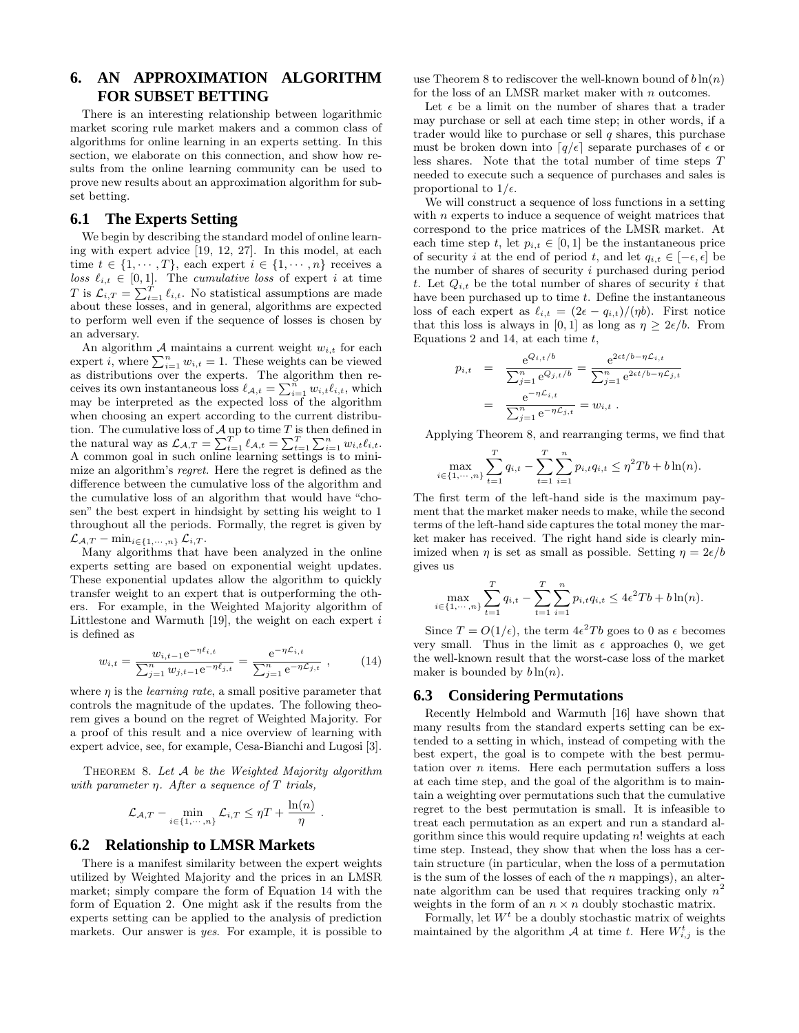## 6. AN APPROXIMATION ALGORITHM FOR SUBSET BETTING

There is an interesting relationship between logarithmic market scoring rule market makers and a common class of algorithms for online learning in an experts setting. In this section, we elaborate on this connection, and show how results from the online learning community can be used to prove new results about an approximation algorithm for subset betting.

### 6.1 The Experts Setting

We begin by describing the standard model of online learning with expert advice [19, 12, 27]. In this model, at each time $t \in \{1, \cdots, T\}$, each expert $i \in \{1, \cdots, n\}$ receives a *loss* $\ell_{i,t} \in [0, 1]$. The *cumulative loss* of expert $i$ at time $T$ is $\mathcal{L}_{i,T} = \sum_{t=1}^{T} \ell_{i,t}$. No statistical assumptions are made about these losses, and in general, algorithms are expected to perform well even if the sequence of losses is chosen by an adversary.

An algorithm $\mathcal{A}$ maintains a current weight $w_{i,t}$ for each expert $i$, where $\sum_{i=1}^{n} w_{i,t} = 1$. These weights can be viewed as distributions over the experts. The algorithm then receives its own instantaneous loss $\ell_{\mathcal{A},t} = \sum_{i=1}^{n} w_{i,t}\ell_{i,t}$, which may be interpreted as the expected loss of the algorithm when choosing an expert according to the current distribution. The cumulative loss of $\mathcal{A}$ up to time $T$ is then defined in the natural way as $\mathcal{L}_{\mathcal{A},T} = \sum_{t=1}^{T} \ell_{\mathcal{A},t} = \sum_{t=1}^{T}\sum_{i=1}^{n} w_{i,t}\ell_{i,t}$. A common goal in such online learning settings is to minimize an algorithm's *regret*. Here the regret is defined as the difference between the cumulative loss of the algorithm and the cumulative loss of an algorithm that would have "chosen" the best expert in hindsight by setting his weight to 1 throughout all the periods. Formally, the regret is given by $\mathcal{L}_{\mathcal{A},T} - \min_{i\in\{1,\cdots,n\}} \mathcal{L}_{i,T}$.

Many algorithms that have been analyzed in the online experts setting are based on exponential weight updates. These exponential updates allow the algorithm to quickly transfer weight to an expert that is outperforming the others. For example, in the Weighted Majority algorithm of Littlestone and Warmuth [19], the weight on each expert $i$ is defined as

$$w_{i,t} = \frac{w_{i,t-1}\mathrm{e}^{-\eta\ell_{i,t}}}{\sum_{j=1}^{n} w_{j,t-1}\mathrm{e}^{-\eta\ell_{j,t}}} = \frac{\mathrm{e}^{-\eta\mathcal{L}_{i,t}}}{\sum_{j=1}^{n}\mathrm{e}^{-\eta\mathcal{L}_{j,t}}}\ , \qquad (14)$$

where $\eta$ is the *learning rate*, a small positive parameter that controls the magnitude of the updates. The following theorem gives a bound on the regret of Weighted Majority. For a proof of this result and a nice overview of learning with expert advice, see, for example, Cesa-Bianchi and Lugosi [3].

THEOREM 8. *Let $\mathcal{A}$ be the Weighted Majority algorithm with parameter $\eta$. After a sequence of $T$ trials,*

$$\mathcal{L}_{\mathcal{A},T} - \min_{i\in\{1,\cdots,n\}} \mathcal{L}_{i,T} \le \eta T + \frac{\ln(n)}{\eta}\ .$$

### 6.2 Relationship to LMSR Markets

There is a manifest similarity between the expert weights utilized by Weighted Majority and the prices in an LMSR market; simply compare the form of Equation 14 with the form of Equation 2. One might ask if the results from the experts setting can be applied to the analysis of prediction markets. Our answer is *yes*. For example, it is possible to use Theorem 8 to rediscover the well-known bound of $b\ln(n)$ for the loss of an LMSR market maker with $n$ outcomes.

Let $\epsilon$ be a limit on the number of shares that a trader may purchase or sell at each time step; in other words, if a trader would like to purchase or sell $q$ shares, this purchase must be broken down into $\lceil q/\epsilon\rceil$ separate purchases of $\epsilon$ or less shares. Note that the total number of time steps $T$ needed to execute such a sequence of purchases and sales is proportional to $1/\epsilon$.

We will construct a sequence of loss functions in a setting with $n$ experts to induce a sequence of weight matrices that correspond to the price matrices of the LMSR market. At each time step $t$, let $p_{i,t} \in [0, 1]$ be the instantaneous price of security $i$ at the end of period $t$, and let $q_{i,t} \in [-\epsilon, \epsilon]$ be the number of shares of security $i$ purchased during period $t$. Let $Q_{i,t}$ be the total number of shares of security $i$ that have been purchased up to time $t$. Define the instantaneous loss of each expert as $\ell_{i,t} = (2\epsilon - q_{i,t})/(\eta b)$. First notice that this loss is always in $[0, 1]$ as long as $\eta \ge 2\epsilon/b$. From Equations 2 and 14, at each time $t$,

$$\begin{aligned} p_{i,t} &= \frac{\mathrm{e}^{Q_{i,t}/b}}{\sum_{j=1}^{n}\mathrm{e}^{Q_{j,t}/b}} = \frac{\mathrm{e}^{2\epsilon t/b-\eta\mathcal{L}_{i,t}}}{\sum_{j=1}^{n}\mathrm{e}^{2\epsilon t/b-\eta\mathcal{L}_{j,t}}} \\ &= \frac{\mathrm{e}^{-\eta\mathcal{L}_{i,t}}}{\sum_{j=1}^{n}\mathrm{e}^{-\eta\mathcal{L}_{j,t}}} = w_{i,t}\ . \end{aligned}$$

Applying Theorem 8, and rearranging terms, we find that

$$\max_{i\in\{1,\cdots,n\}} \sum_{t=1}^{T} q_{i,t} - \sum_{t=1}^{T}\sum_{i=1}^{n} p_{i,t}q_{i,t} \le \eta^2 Tb + b\ln(n).$$

The first term of the left-hand side is the maximum payment that the market maker needs to make, while the second terms of the left-hand side captures the total money the market maker has received. The right hand side is clearly minimized when $\eta$ is set as small as possible. Setting $\eta = 2\epsilon/b$ gives us

$$\max_{i\in\{1,\cdots,n\}} \sum_{t=1}^{T} q_{i,t} - \sum_{t=1}^{T}\sum_{i=1}^{n} p_{i,t}q_{i,t} \le 4\epsilon^2 Tb + b\ln(n).$$

Since $T = O(1/\epsilon)$, the term $4\epsilon^2 Tb$ goes to 0 as $\epsilon$ becomes very small. Thus in the limit as $\epsilon$ approaches 0, we get the well-known result that the worst-case loss of the market maker is bounded by $b\ln(n)$.

### 6.3 Considering Permutations

Recently Helmbold and Warmuth [16] have shown that many results from the standard experts setting can be extended to a setting in which, instead of competing with the best expert, the goal is to compete with the best permutation over $n$ items. Here each permutation suffers a loss at each time step, and the goal of the algorithm is to maintain a weighting over permutations such that the cumulative regret to the best permutation is small. It is infeasible to treat each permutation as an expert and run a standard algorithm since this would require updating $n!$ weights at each time step. Instead, they show that when the loss has a certain structure (in particular, when the loss of a permutation is the sum of the losses of each of the $n$ mappings), an alternate algorithm can be used that requires tracking only $n^2$ weights in the form of an $n \times n$ doubly stochastic matrix.

Formally, let $W^t$ be a doubly stochastic matrix of weights maintained by the algorithm $\mathcal{A}$ at time $t$. Here $W^t_{i,j}$ is the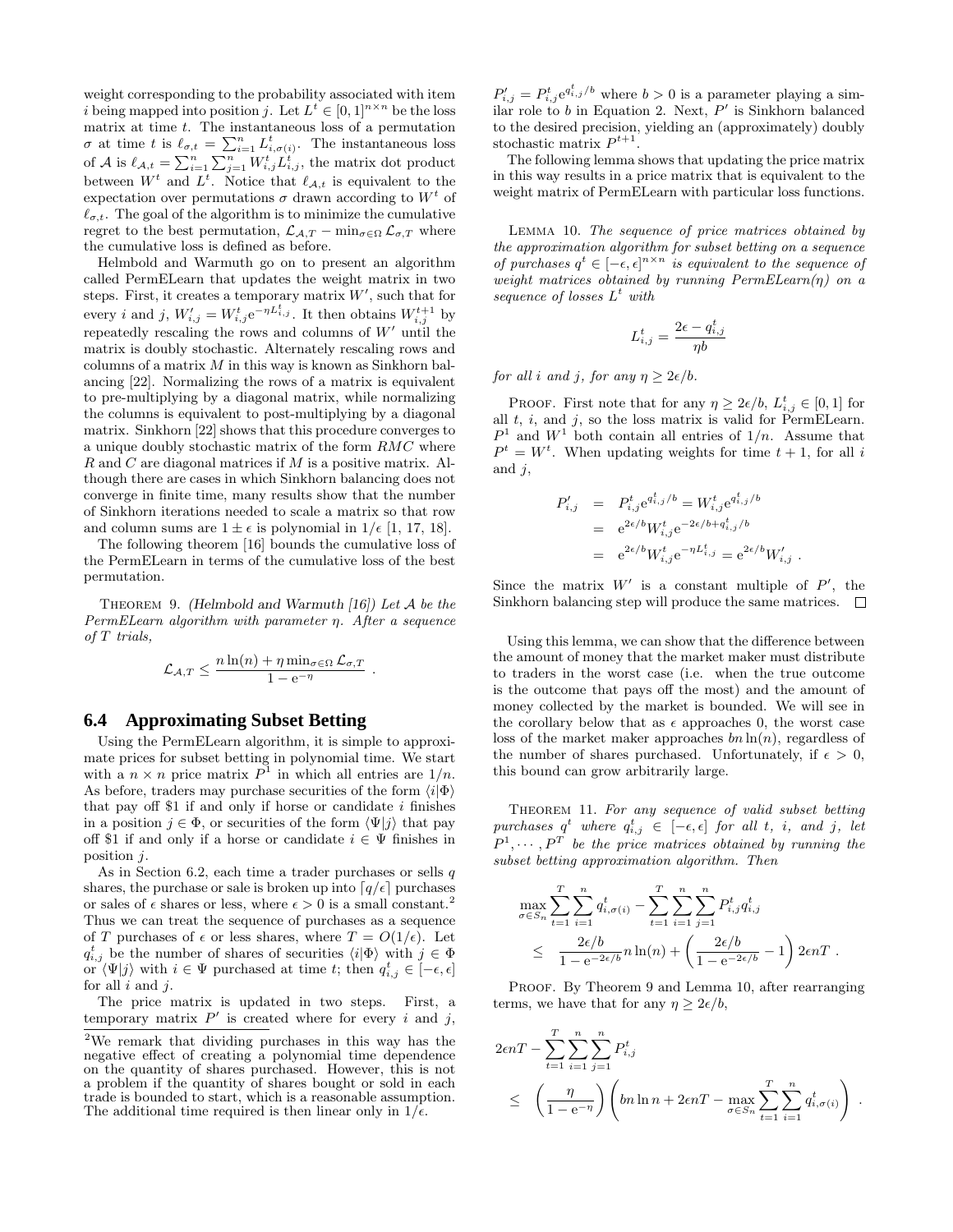weight corresponding to the probability associated with item $i$ being mapped into position $j$. Let $L^t \in [0,1]^{n\times n}$ be the loss matrix at time $t$. The instantaneous loss of a permutation $\sigma$ at time $t$ is $\ell_{\sigma,t} = \sum_{i=1}^n L^t_{i,\sigma(i)}$. The instantaneous loss of $\mathcal{A}$ is $\ell_{\mathcal{A},t} = \sum_{i=1}^n \sum_{j=1}^n W^t_{i,j} L^t_{i,j}$, the matrix dot product between $W^t$ and $L^t$. Notice that $\ell_{\mathcal{A},t}$ is equivalent to the expectation over permutations $\sigma$ drawn according to $W^t$ of $\ell_{\sigma,t}$. The goal of the algorithm is to minimize the cumulative regret to the best permutation, $\mathcal{L}_{\mathcal{A},T} - \min_{\sigma\in\Omega} \mathcal{L}_{\sigma,T}$ where the cumulative loss is defined as before.

Helmbold and Warmuth go on to present an algorithm called PermELearn that updates the weight matrix in two steps. First, it creates a temporary matrix $W'$, such that for every $i$ and $j$, $W'_{i,j} = W^t_{i,j} e^{-\eta L^t_{i,j}}$. It then obtains $W^{t+1}_{i,j}$ by repeatedly rescaling the rows and columns of $W'$ until the matrix is doubly stochastic. Alternately rescaling rows and columns of a matrix $M$ in this way is known as Sinkhorn balancing [22]. Normalizing the rows of a matrix is equivalent to pre-multiplying by a diagonal matrix, while normalizing the columns is equivalent to post-multiplying by a diagonal matrix. Sinkhorn [22] shows that this procedure converges to a unique doubly stochastic matrix of the form $RMC$ where $R$ and $C$ are diagonal matrices if $M$ is a positive matrix. Although there are cases in which Sinkhorn balancing does not converge in finite time, many results show that the number of Sinkhorn iterations needed to scale a matrix so that row and column sums are $1 \pm \epsilon$ is polynomial in $1/\epsilon$ [1, 17, 18].

The following theorem [16] bounds the cumulative loss of the PermELearn in terms of the cumulative loss of the best permutation.

Theorem 9. *(Helmbold and Warmuth [16]) Let $\mathcal{A}$ be the PermELearn algorithm with parameter $\eta$. After a sequence of $T$ trials,*

$$\mathcal{L}_{\mathcal{A},T} \leq \frac{n\ln(n) + \eta \min_{\sigma\in\Omega} \mathcal{L}_{\sigma,T}}{1 - e^{-\eta}} .$$

## 6.4 Approximating Subset Betting

Using the PermELearn algorithm, it is simple to approximate prices for subset betting in polynomial time. We start with a $n \times n$ price matrix $P^1$ in which all entries are $1/n$. As before, traders may purchase securities of the form $\langle i|\Phi\rangle$ that pay off \$1 if and only if horse or candidate $i$ finishes in a position $j \in \Phi$, or securities of the form $\langle \Psi|j\rangle$ that pay off \$1 if and only if a horse or candidate $i \in \Psi$ finishes in position $j$.

As in Section 6.2, each time a trader purchases or sells $q$ shares, the purchase or sale is broken up into $\lceil q/\epsilon \rceil$ purchases or sales of $\epsilon$ shares or less, where $\epsilon > 0$ is a small constant.[2] Thus we can treat the sequence of purchases as a sequence of $T$ purchases of $\epsilon$ or less shares, where $T = O(1/\epsilon)$. Let $q^t_{i,j}$ be the number of shares of securities $\langle i|\Phi\rangle$ with $j \in \Phi$ or $\langle \Psi|j\rangle$ with $i \in \Psi$ purchased at time $t$; then $q^t_{i,j} \in [-\epsilon, \epsilon]$ for all $i$ and $j$.

The price matrix is updated in two steps. First, a temporary matrix $P'$ is created where for every $i$ and $j$, $P'_{i,j} = P^t_{i,j} e^{q^t_{i,j}/b}$ where $b > 0$ is a parameter playing a similar role to $b$ in Equation 2. Next, $P'$ is Sinkhorn balanced to the desired precision, yielding an (approximately) doubly stochastic matrix $P^{t+1}$.

The following lemma shows that updating the price matrix in this way results in a price matrix that is equivalent to the weight matrix of PermELearn with particular loss functions.

Lemma 10. *The sequence of price matrices obtained by the approximation algorithm for subset betting on a sequence of purchases $q^t \in [-\epsilon, \epsilon]^{n\times n}$ is equivalent to the sequence of weight matrices obtained by running PermELearn($\eta$) on a sequence of losses $L^t$ with*

$$L^t_{i,j} = \frac{2\epsilon - q^t_{i,j}}{\eta b}$$

*for all $i$ and $j$, for any $\eta \geq 2\epsilon/b$.*

Proof. First note that for any $\eta \geq 2\epsilon/b$, $L^t_{i,j} \in [0,1]$ for all $t$, $i$, and $j$, so the loss matrix is valid for PermELearn. $P^1$ and $W^1$ both contain all entries of $1/n$. Assume that $P^t = W^t$. When updating weights for time $t+1$, for all $i$ and $j$,

$$\begin{aligned} P'_{i,j} &= P^t_{i,j} e^{q^t_{i,j}/b} = W^t_{i,j} e^{q^t_{i,j}/b} \\ &= e^{2\epsilon/b} W^t_{i,j} e^{-2\epsilon/b + q^t_{i,j}/b} \\ &= e^{2\epsilon/b} W^t_{i,j} e^{-\eta L^t_{i,j}} = e^{2\epsilon/b} W'_{i,j} . \end{aligned}$$

Since the matrix $W'$ is a constant multiple of $P'$, the Sinkhorn balancing step will produce the same matrices. $\square$

Using this lemma, we can show that the difference between the amount of money that the market maker must distribute to traders in the worst case (i.e. when the true outcome is the outcome that pays off the most) and the amount of money collected by the market is bounded. We will see in the corollary below that as $\epsilon$ approaches 0, the worst case loss of the market maker approaches $bn\ln(n)$, regardless of the number of shares purchased. Unfortunately, if $\epsilon > 0$, this bound can grow arbitrarily large.

Theorem 11. *For any sequence of valid subset betting purchases $q^t$ where $q^t_{i,j} \in [-\epsilon, \epsilon]$ for all $t$, $i$, and $j$, let $P^1, \cdots, P^T$ be the price matrices obtained by running the subset betting approximation algorithm. Then*

$$\begin{aligned} &\max_{\sigma\in S_n} \sum_{t=1}^T \sum_{i=1}^n q^t_{i,\sigma(i)} - \sum_{t=1}^T \sum_{i=1}^n \sum_{j=1}^n P^t_{i,j} q^t_{i,j} \\ &\quad\leq \frac{2\epsilon/b}{1 - e^{-2\epsilon/b}} n\ln(n) + \left(\frac{2\epsilon/b}{1 - e^{-2\epsilon/b}} - 1\right) 2\epsilon nT . \end{aligned}$$

Proof. By Theorem 9 and Lemma 10, after rearranging terms, we have that for any $\eta \geq 2\epsilon/b$,

$$\begin{aligned} &2\epsilon nT - \sum_{t=1}^T \sum_{i=1}^n \sum_{j=1}^n P^t_{i,j} \\ &\quad\leq \left(\frac{\eta}{1 - e^{-\eta}}\right) \left(bn\ln n + 2\epsilon nT - \max_{\sigma\in S_n} \sum_{t=1}^T \sum_{i=1}^n q^t_{i,\sigma(i)}\right) . \end{aligned}$$

[2] We remark that dividing purchases in this way has the negative effect of creating a polynomial time dependence on the quantity of shares purchased. However, this is not a problem if the quantity of shares bought or sold in each trade is bounded to start, which is a reasonable assumption. The additional time required is then linear only in $1/\epsilon$.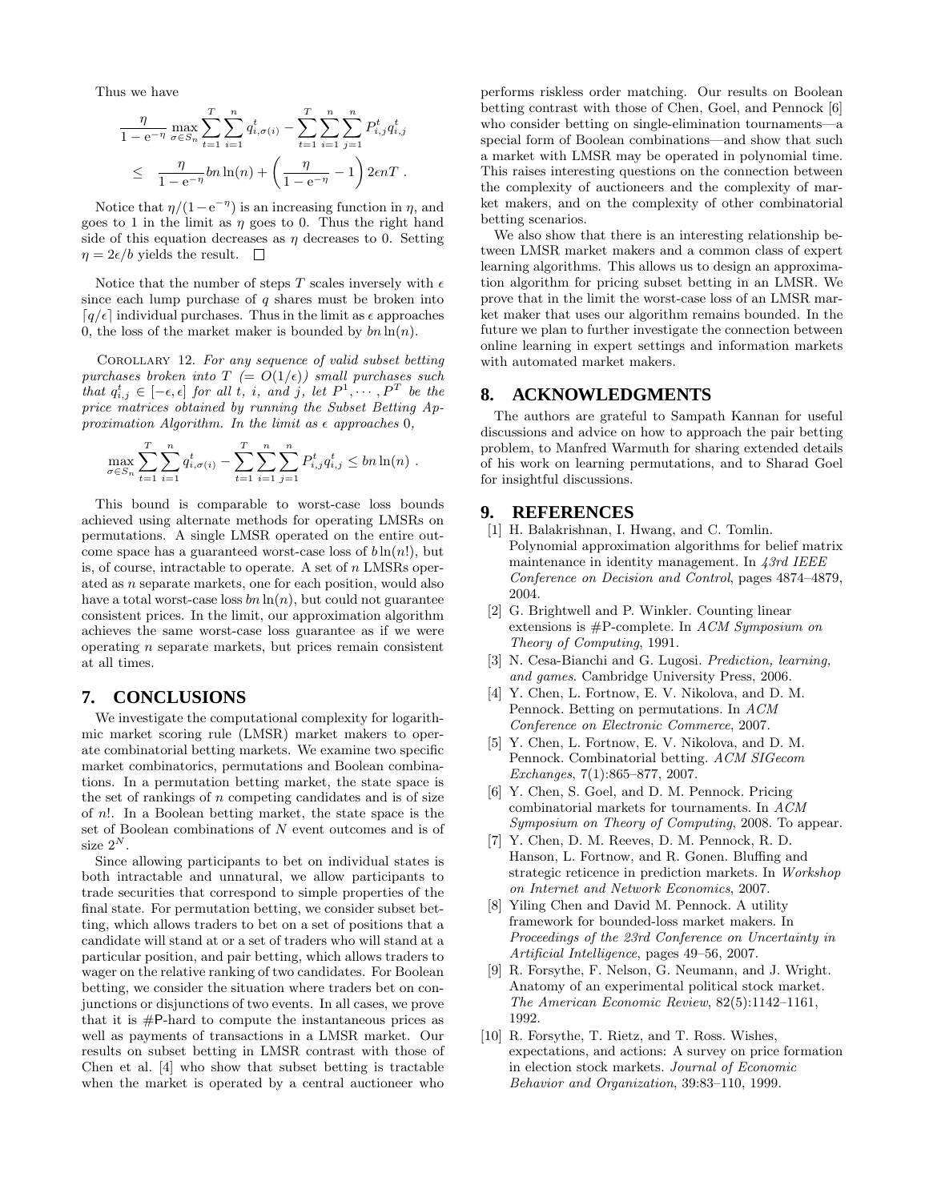Thus we have

$$\frac{\eta}{1-e^{-\eta}} \max_{\sigma \in S_n} \sum_{t=1}^{T} \sum_{i=1}^{n} q_{i,\sigma(i)}^t - \sum_{t=1}^{T} \sum_{i=1}^{n} \sum_{j=1}^{n} P_{i,j}^t q_{i,j}^t$$
$$\leq \frac{\eta}{1-e^{-\eta}} bn \ln(n) + \left( \frac{\eta}{1-e^{-\eta}} - 1 \right) 2\epsilon n T .$$

Notice that $\eta/(1-e^{-\eta})$ is an increasing function in $\eta$, and goes to 1 in the limit as $\eta$ goes to 0. Thus the right hand side of this equation decreases as $\eta$ decreases to 0. Setting $\eta = 2\epsilon/b$ yields the result. □

Notice that the number of steps $T$ scales inversely with $\epsilon$ since each lump purchase of $q$ shares must be broken into $\lceil q/\epsilon \rceil$ individual purchases. Thus in the limit as $\epsilon$ approaches 0, the loss of the market maker is bounded by $bn\ln(n)$.

COROLLARY 12. *For any sequence of valid subset betting purchases broken into $T$ $(= O(1/\epsilon))$ small purchases such that $q_{i,j}^t \in [-\epsilon, \epsilon]$ for all $t$, $i$, and $j$, let $P^1, \cdots, P^T$ be the price matrices obtained by running the Subset Betting Approximation Algorithm. In the limit as $\epsilon$ approaches 0,*

$$\max_{\sigma \in S_n} \sum_{t=1}^{T} \sum_{i=1}^{n} q_{i,\sigma(i)}^t - \sum_{t=1}^{T} \sum_{i=1}^{n} \sum_{j=1}^{n} P_{i,j}^t q_{i,j}^t \leq bn \ln(n) .$$

This bound is comparable to worst-case loss bounds achieved using alternate methods for operating LMSRs on permutations. A single LMSR operated on the entire outcome space has a guaranteed worst-case loss of $b\ln(n!)$, but is, of course, intractable to operate. A set of $n$ LMSRs operated as $n$ separate markets, one for each position, would also have a total worst-case loss $bn\ln(n)$, but could not guarantee consistent prices. In the limit, our approximation algorithm achieves the same worst-case loss guarantee as if we were operating $n$ separate markets, but prices remain consistent at all times.

## 7. CONCLUSIONS

We investigate the computational complexity for logarithmic market scoring rule (LMSR) market makers to operate combinatorial betting markets. We examine two specific market combinatorics, permutations and Boolean combinations. In a permutation betting market, the state space is the set of rankings of $n$ competing candidates and is of size of $n!$. In a Boolean betting market, the state space is the set of Boolean combinations of $N$ event outcomes and is of size $2^N$.

Since allowing participants to bet on individual states is both intractable and unnatural, we allow participants to trade securities that correspond to simple properties of the final state. For permutation betting, we consider subset betting, which allows traders to bet on a set of positions that a candidate will stand at or a set of traders who will stand at a particular position, and pair betting, which allows traders to wager on the relative ranking of two candidates. For Boolean betting, we consider the situation where traders bet on conjunctions or disjunctions of two events. In all cases, we prove that it is #P-hard to compute the instantaneous prices as well as payments of transactions in a LMSR market. Our results on subset betting in LMSR contrast with those of Chen et al. [4] who show that subset betting is tractable when the market is operated by a central auctioneer who performs riskless order matching. Our results on Boolean betting contrast with those of Chen, Goel, and Pennock [6] who consider betting on single-elimination tournaments—a special form of Boolean combinations—and show that such a market with LMSR may be operated in polynomial time. This raises interesting questions on the connection between the complexity of auctioneers and the complexity of market makers, and on the complexity of other combinatorial betting scenarios.

We also show that there is an interesting relationship between LMSR market makers and a common class of expert learning algorithms. This allows us to design an approximation algorithm for pricing subset betting in an LMSR. We prove that in the limit the worst-case loss of an LMSR market maker that uses our algorithm remains bounded. In the future we plan to further investigate the connection between online learning in expert settings and information markets with automated market makers.

## 8. ACKNOWLEDGMENTS

The authors are grateful to Sampath Kannan for useful discussions and advice on how to approach the pair betting problem, to Manfred Warmuth for sharing extended details of his work on learning permutations, and to Sharad Goel for insightful discussions.

## 9. REFERENCES

[1] H. Balakrishnan, I. Hwang, and C. Tomlin. Polynomial approximation algorithms for belief matrix maintenance in identity management. In *43rd IEEE Conference on Decision and Control*, pages 4874–4879, 2004.

[2] G. Brightwell and P. Winkler. Counting linear extensions is #P-complete. In *ACM Symposium on Theory of Computing*, 1991.

[3] N. Cesa-Bianchi and G. Lugosi. *Prediction, learning, and games*. Cambridge University Press, 2006.

[4] Y. Chen, L. Fortnow, E. V. Nikolova, and D. M. Pennock. Betting on permutations. In *ACM Conference on Electronic Commerce*, 2007.

[5] Y. Chen, L. Fortnow, E. V. Nikolova, and D. M. Pennock. Combinatorial betting. *ACM SIGecom Exchanges*, 7(1):865–877, 2007.

[6] Y. Chen, S. Goel, and D. M. Pennock. Pricing combinatorial markets for tournaments. In *ACM Symposium on Theory of Computing*, 2008. To appear.

[7] Y. Chen, D. M. Reeves, D. M. Pennock, R. D. Hanson, L. Fortnow, and R. Gonen. Bluffing and strategic reticence in prediction markets. In *Workshop on Internet and Network Economics*, 2007.

[8] Yiling Chen and David M. Pennock. A utility framework for bounded-loss market makers. In *Proceedings of the 23rd Conference on Uncertainty in Artificial Intelligence*, pages 49–56, 2007.

[9] R. Forsythe, F. Nelson, G. Neumann, and J. Wright. Anatomy of an experimental political stock market. *The American Economic Review*, 82(5):1142–1161, 1992.

[10] R. Forsythe, T. Rietz, and T. Ross. Wishes, expectations, and actions: A survey on price formation in election stock markets. *Journal of Economic Behavior and Organization*, 39:83–110, 1999.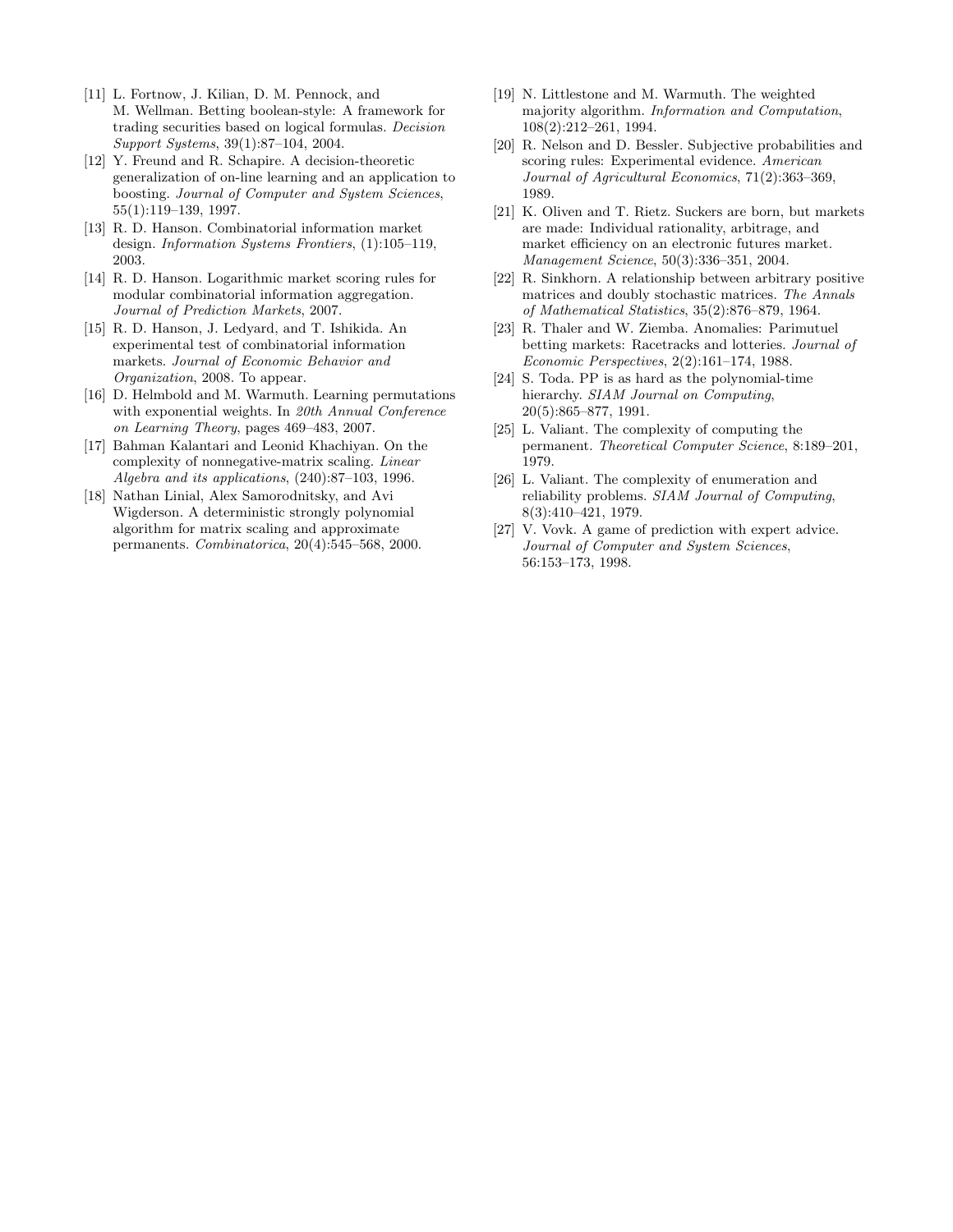[11] L. Fortnow, J. Kilian, D. M. Pennock, and M. Wellman. Betting boolean-style: A framework for trading securities based on logical formulas. *Decision Support Systems*, 39(1):87–104, 2004.

[12] Y. Freund and R. Schapire. A decision-theoretic generalization of on-line learning and an application to boosting. *Journal of Computer and System Sciences*, 55(1):119–139, 1997.

[13] R. D. Hanson. Combinatorial information market design. *Information Systems Frontiers*, (1):105–119, 2003.

[14] R. D. Hanson. Logarithmic market scoring rules for modular combinatorial information aggregation. *Journal of Prediction Markets*, 2007.

[15] R. D. Hanson, J. Ledyard, and T. Ishikida. An experimental test of combinatorial information markets. *Journal of Economic Behavior and Organization*, 2008. To appear.

[16] D. Helmbold and M. Warmuth. Learning permutations with exponential weights. In *20th Annual Conference on Learning Theory*, pages 469–483, 2007.

[17] Bahman Kalantari and Leonid Khachiyan. On the complexity of nonnegative-matrix scaling. *Linear Algebra and its applications*, (240):87–103, 1996.

[18] Nathan Linial, Alex Samorodnitsky, and Avi Wigderson. A deterministic strongly polynomial algorithm for matrix scaling and approximate permanents. *Combinatorica*, 20(4):545–568, 2000.

[19] N. Littlestone and M. Warmuth. The weighted majority algorithm. *Information and Computation*, 108(2):212–261, 1994.

[20] R. Nelson and D. Bessler. Subjective probabilities and scoring rules: Experimental evidence. *American Journal of Agricultural Economics*, 71(2):363–369, 1989.

[21] K. Oliven and T. Rietz. Suckers are born, but markets are made: Individual rationality, arbitrage, and market efficiency on an electronic futures market. *Management Science*, 50(3):336–351, 2004.

[22] R. Sinkhorn. A relationship between arbitrary positive matrices and doubly stochastic matrices. *The Annals of Mathematical Statistics*, 35(2):876–879, 1964.

[23] R. Thaler and W. Ziemba. Anomalies: Parimutuel betting markets: Racetracks and lotteries. *Journal of Economic Perspectives*, 2(2):161–174, 1988.

[24] S. Toda. PP is as hard as the polynomial-time hierarchy. *SIAM Journal on Computing*, 20(5):865–877, 1991.

[25] L. Valiant. The complexity of computing the permanent. *Theoretical Computer Science*, 8:189–201, 1979.

[26] L. Valiant. The complexity of enumeration and reliability problems. *SIAM Journal of Computing*, 8(3):410–421, 1979.

[27] V. Vovk. A game of prediction with expert advice. *Journal of Computer and System Sciences*, 56:153–173, 1998.